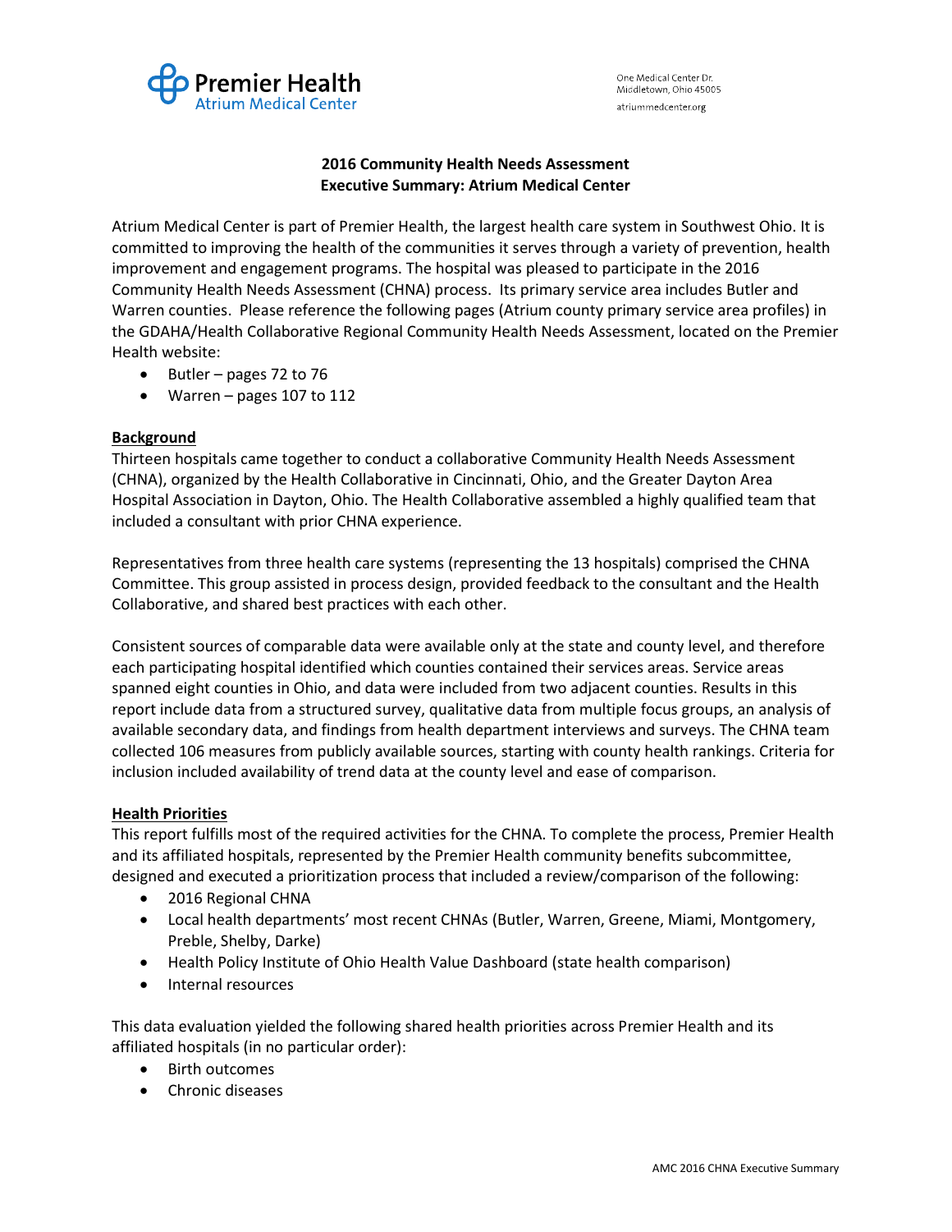Premier Health
Atrium Medical Center

One Medical Center Dr.
Middletown, Ohio 45005
atriummedcenter.org

# 2016 Community Health Needs Assessment
## Executive Summary: Atrium Medical Center

Atrium Medical Center is part of Premier Health, the largest health care system in Southwest Ohio. It is committed to improving the health of the communities it serves through a variety of prevention, health improvement and engagement programs. The hospital was pleased to participate in the 2016 Community Health Needs Assessment (CHNA) process. Its primary service area includes Butler and Warren counties. Please reference the following pages (Atrium county primary service area profiles) in the GDAHA/Health Collaborative Regional Community Health Needs Assessment, located on the Premier Health website:

- Butler – pages 72 to 76
- Warren – pages 107 to 112

### Background

Thirteen hospitals came together to conduct a collaborative Community Health Needs Assessment (CHNA), organized by the Health Collaborative in Cincinnati, Ohio, and the Greater Dayton Area Hospital Association in Dayton, Ohio. The Health Collaborative assembled a highly qualified team that included a consultant with prior CHNA experience.

Representatives from three health care systems (representing the 13 hospitals) comprised the CHNA Committee. This group assisted in process design, provided feedback to the consultant and the Health Collaborative, and shared best practices with each other.

Consistent sources of comparable data were available only at the state and county level, and therefore each participating hospital identified which counties contained their services areas. Service areas spanned eight counties in Ohio, and data were included from two adjacent counties. Results in this report include data from a structured survey, qualitative data from multiple focus groups, an analysis of available secondary data, and findings from health department interviews and surveys. The CHNA team collected 106 measures from publicly available sources, starting with county health rankings. Criteria for inclusion included availability of trend data at the county level and ease of comparison.

### Health Priorities

This report fulfills most of the required activities for the CHNA. To complete the process, Premier Health and its affiliated hospitals, represented by the Premier Health community benefits subcommittee, designed and executed a prioritization process that included a review/comparison of the following:

- 2016 Regional CHNA
- Local health departments' most recent CHNAs (Butler, Warren, Greene, Miami, Montgomery, Preble, Shelby, Darke)
- Health Policy Institute of Ohio Health Value Dashboard (state health comparison)
- Internal resources

This data evaluation yielded the following shared health priorities across Premier Health and its affiliated hospitals (in no particular order):

- Birth outcomes
- Chronic diseases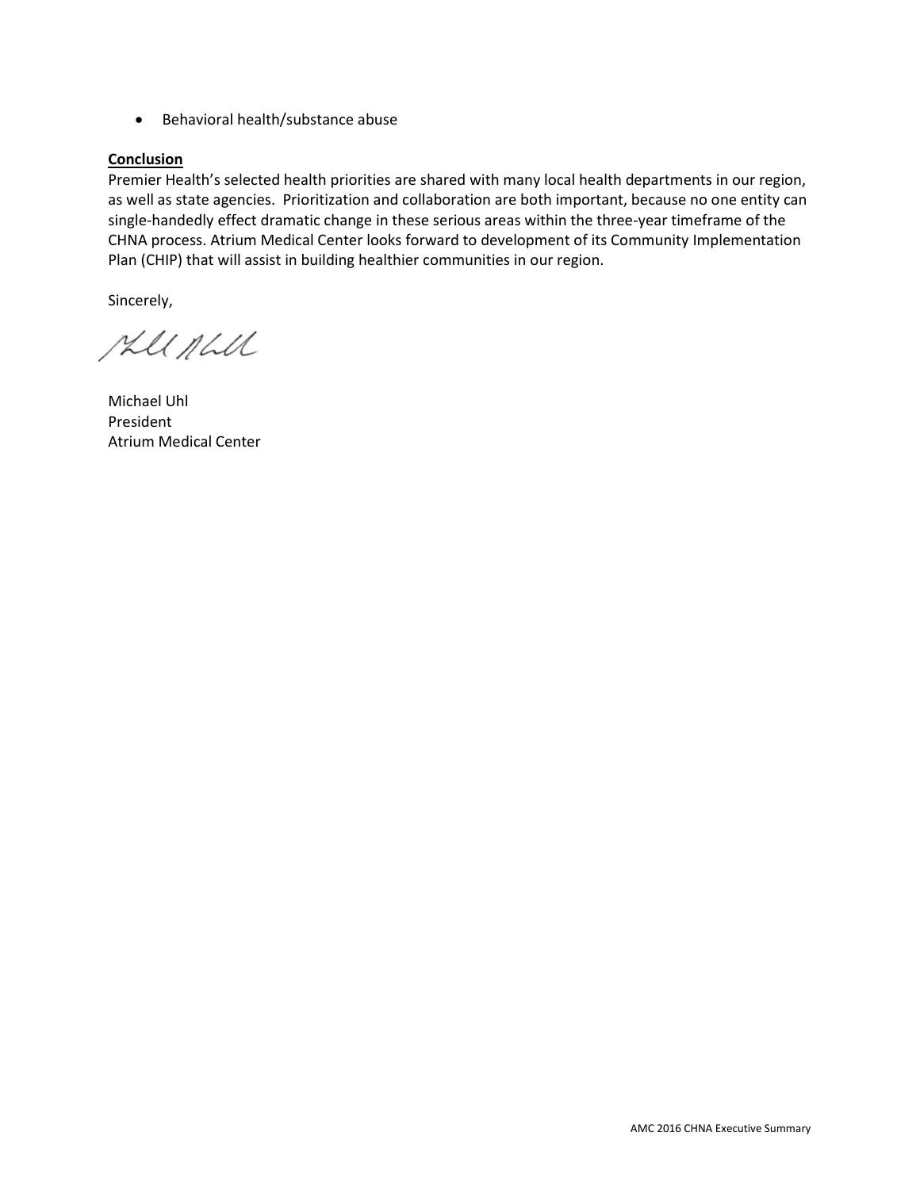- Behavioral health/substance abuse

**Conclusion**

Premier Health's selected health priorities are shared with many local health departments in our region, as well as state agencies. Prioritization and collaboration are both important, because no one entity can single-handedly effect dramatic change in these serious areas within the three-year timeframe of the CHNA process. Atrium Medical Center looks forward to development of its Community Implementation Plan (CHIP) that will assist in building healthier communities in our region.

Sincerely,

Michael Uhl
President
Atrium Medical Center